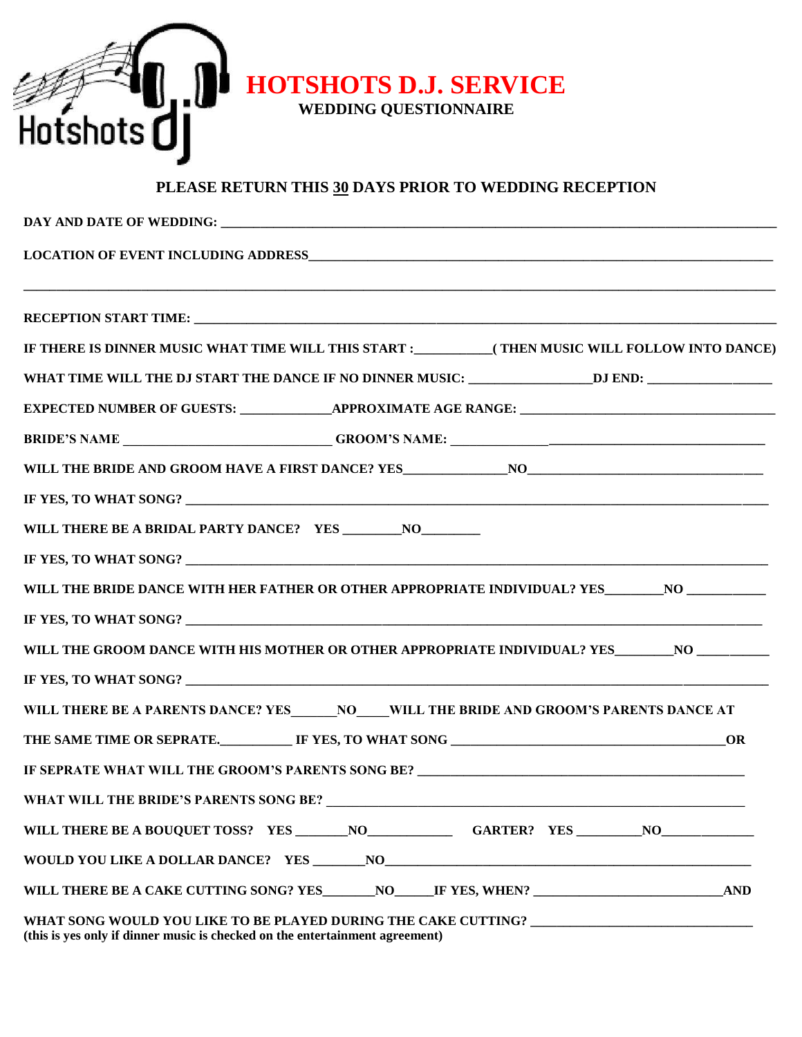# HOTSHOTS D.J. SERVICE

**WEDDING QUESTIONNAIRE**

**PLEASE RETURN THIS 30 DAYS PRIOR TO WEDDING RECEPTION**

**DAY AND DATE OF WEDDING:** ____________________________________________

**LOCATION OF EVENT INCLUDING ADDRESS**____________________________________________

____________________________________________

**RECEPTION START TIME:** ____________________________________________

**IF THERE IS DINNER MUSIC WHAT TIME WILL THIS START :**__________**( THEN MUSIC WILL FOLLOW INTO DANCE)**

**WHAT TIME WILL THE DJ START THE DANCE IF NO DINNER MUSIC:** ________________**DJ END:** ________________

**EXPECTED NUMBER OF GUESTS:** ____________**APPROXIMATE AGE RANGE:** ________________________

**BRIDE'S NAME** ________________________ **GROOM'S NAME:** ________________________

**WILL THE BRIDE AND GROOM HAVE A FIRST DANCE? YES**____________**NO**________________

**IF YES, TO WHAT SONG?** ____________________________________________

**WILL THERE BE A BRIDAL PARTY DANCE? YES** ________**NO**________

**IF YES, TO WHAT SONG?** ____________________________________________

**WILL THE BRIDE DANCE WITH HER FATHER OR OTHER APPROPRIATE INDIVIDUAL? YES**________**NO** __________

**IF YES, TO WHAT SONG?** ____________________________________________

**WILL THE GROOM DANCE WITH HIS MOTHER OR OTHER APPROPRIATE INDIVIDUAL? YES**________**NO** __________

**IF YES, TO WHAT SONG?** ____________________________________________

**WILL THERE BE A PARENTS DANCE? YES**______**NO**____**WILL THE BRIDE AND GROOM'S PARENTS DANCE AT THE SAME TIME OR SEPRATE.**__________ **IF YES, TO WHAT SONG** ________________________**OR**

**IF SEPRATE WHAT WILL THE GROOM'S PARENTS SONG BE?** ________________________

**WHAT WILL THE BRIDE'S PARENTS SONG BE?** ________________________

**WILL THERE BE A BOUQUET TOSS? YES** _______**NO**___________ **GARTER? YES** _________**NO**___________

**WOULD YOU LIKE A DOLLAR DANCE? YES** _______**NO**________________________

**WILL THERE BE A CAKE CUTTING SONG? YES**_______**NO**_____**IF YES, WHEN?** ________________________**AND**

**WHAT SONG WOULD YOU LIKE TO BE PLAYED DURING THE CAKE CUTTING?** ________________________
**(this is yes only if dinner music is checked on the entertainment agreement)**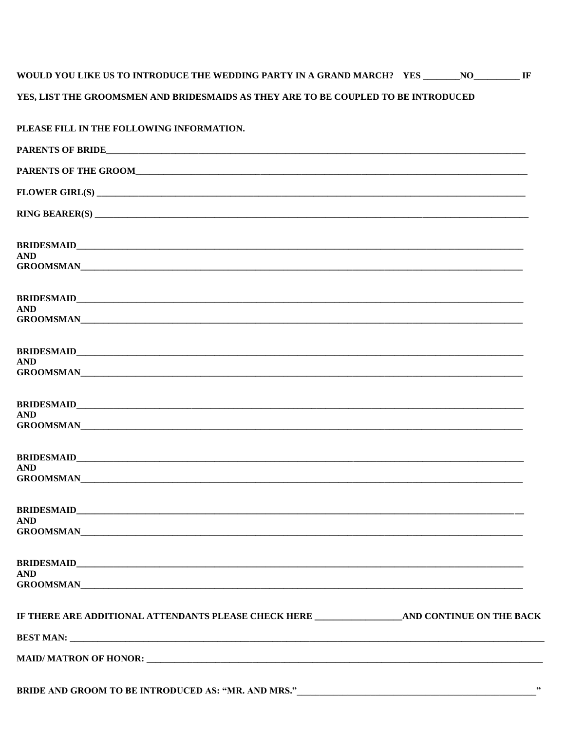**WOULD YOU LIKE US TO INTRODUCE THE WEDDING PARTY IN A GRAND MARCH? YES ________NO__________ IF YES, LIST THE GROOMSMEN AND BRIDESMAIDS AS THEY ARE TO BE COUPLED TO BE INTRODUCED**

**PLEASE FILL IN THE FOLLOWING INFORMATION.**

**PARENTS OF BRIDE**_______________________________________________________________

**PARENTS OF THE GROOM**___________________________________________________________

**FLOWER GIRL(S)** _______________________________________________________________

**RING BEARER(S)** _______________________________________________________________

**BRIDESMAID**___________________________________________________________________
**AND**
**GROOMSMAN**___________________________________________________________________

**BRIDESMAID**___________________________________________________________________
**AND**
**GROOMSMAN**___________________________________________________________________

**BRIDESMAID**___________________________________________________________________
**AND**
**GROOMSMAN**___________________________________________________________________

**BRIDESMAID**___________________________________________________________________
**AND**
**GROOMSMAN**___________________________________________________________________

**BRIDESMAID**___________________________________________________________________
**AND**
**GROOMSMAN**___________________________________________________________________

**BRIDESMAID**___________________________________________________________________
**AND**
**GROOMSMAN**___________________________________________________________________

**BRIDESMAID**___________________________________________________________________
**AND**
**GROOMSMAN**___________________________________________________________________

**IF THERE ARE ADDITIONAL ATTENDANTS PLEASE CHECK HERE __________________AND CONTINUE ON THE BACK**

**BEST MAN:** ___________________________________________________________________

**MAID/ MATRON OF HONOR:** _______________________________________________________

**BRIDE AND GROOM TO BE INTRODUCED AS: "MR. AND MRS."**_______________________________"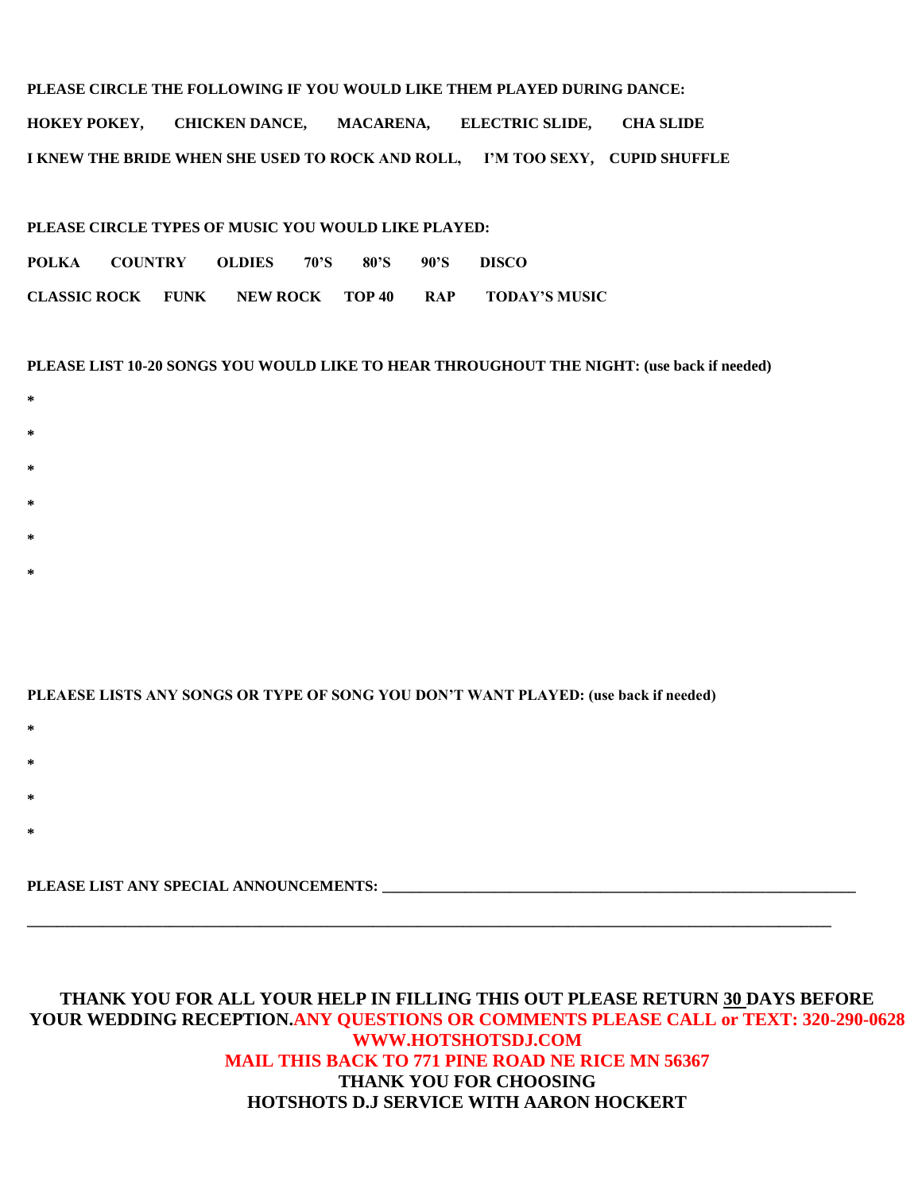**PLEASE CIRCLE THE FOLLOWING IF YOU WOULD LIKE THEM PLAYED DURING DANCE:**

**HOKEY POKEY, CHICKEN DANCE, MACARENA, ELECTRIC SLIDE, CHA SLIDE**

**I KNEW THE BRIDE WHEN SHE USED TO ROCK AND ROLL, I'M TOO SEXY, CUPID SHUFFLE**

**PLEASE CIRCLE TYPES OF MUSIC YOU WOULD LIKE PLAYED:**

**POLKA COUNTRY OLDIES 70'S 80'S 90'S DISCO**

**CLASSIC ROCK FUNK NEW ROCK TOP 40 RAP TODAY'S MUSIC**

**PLEASE LIST 10-20 SONGS YOU WOULD LIKE TO HEAR THROUGHOUT THE NIGHT: (use back if needed)**

*
*
*
*
*
*

**PLEAESE LISTS ANY SONGS OR TYPE OF SONG YOU DON'T WANT PLAYED: (use back if needed)**

*
*
*
*

**PLEASE LIST ANY SPECIAL ANNOUNCEMENTS:** ___________________________________________________________

___________________________________________________________________________________________

**THANK YOU FOR ALL YOUR HELP IN FILLING THIS OUT PLEASE RETURN 30 DAYS BEFORE YOUR WEDDING RECEPTION.ANY QUESTIONS OR COMMENTS PLEASE CALL or TEXT: 320-290-0628**

**WWW.HOTSHOTSDJ.COM**

**MAIL THIS BACK TO 771 PINE ROAD NE RICE MN 56367**

**THANK YOU FOR CHOOSING**

**HOTSHOTS D.J SERVICE WITH AARON HOCKERT**